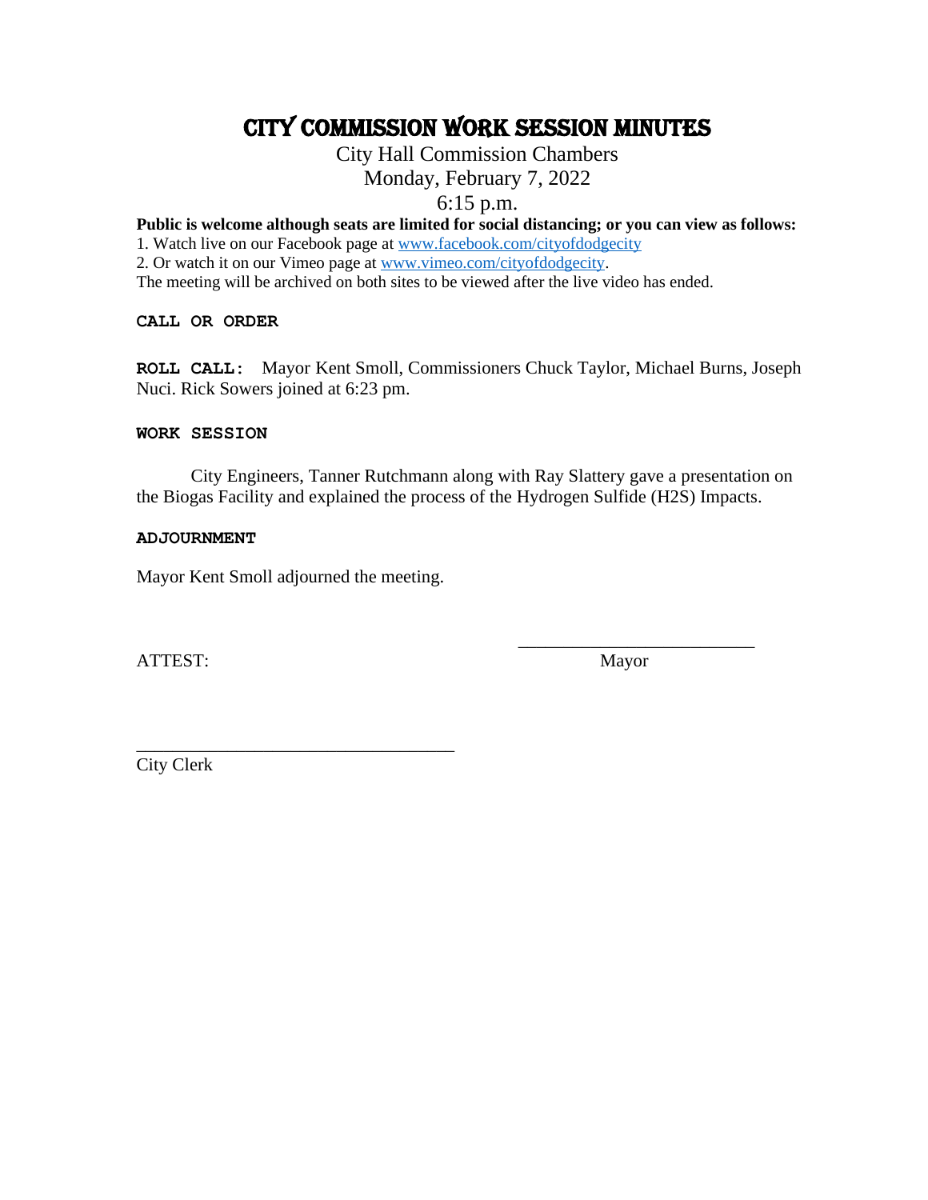# CITY COMMISSION WORK SESSION MINUTES

City Hall Commission Chambers
Monday, February 7, 2022
6:15 p.m.

**Public is welcome although seats are limited for social distancing; or you can view as follows:**

1. Watch live on our Facebook page at www.facebook.com/cityofdodgecity
2. Or watch it on our Vimeo page at www.vimeo.com/cityofdodgecity.

The meeting will be archived on both sites to be viewed after the live video has ended.

**CALL OR ORDER**

**ROLL CALL:** Mayor Kent Smoll, Commissioners Chuck Taylor, Michael Burns, Joseph Nuci. Rick Sowers joined at 6:23 pm.

**WORK SESSION**

City Engineers, Tanner Rutchmann along with Ray Slattery gave a presentation on the Biogas Facility and explained the process of the Hydrogen Sulfide ($H_2S$) Impacts.

**ADJOURNMENT**

Mayor Kent Smoll adjourned the meeting.

ATTEST: \_\_\_\_\_\_\_\_\_\_\_\_\_\_\_\_\_\_\_\_\_\_\_\_\_\_ Mayor

\_\_\_\_\_\_\_\_\_\_\_\_\_\_\_\_\_\_\_\_\_\_\_\_\_\_\_\_\_\_\_\_\_\_\_
City Clerk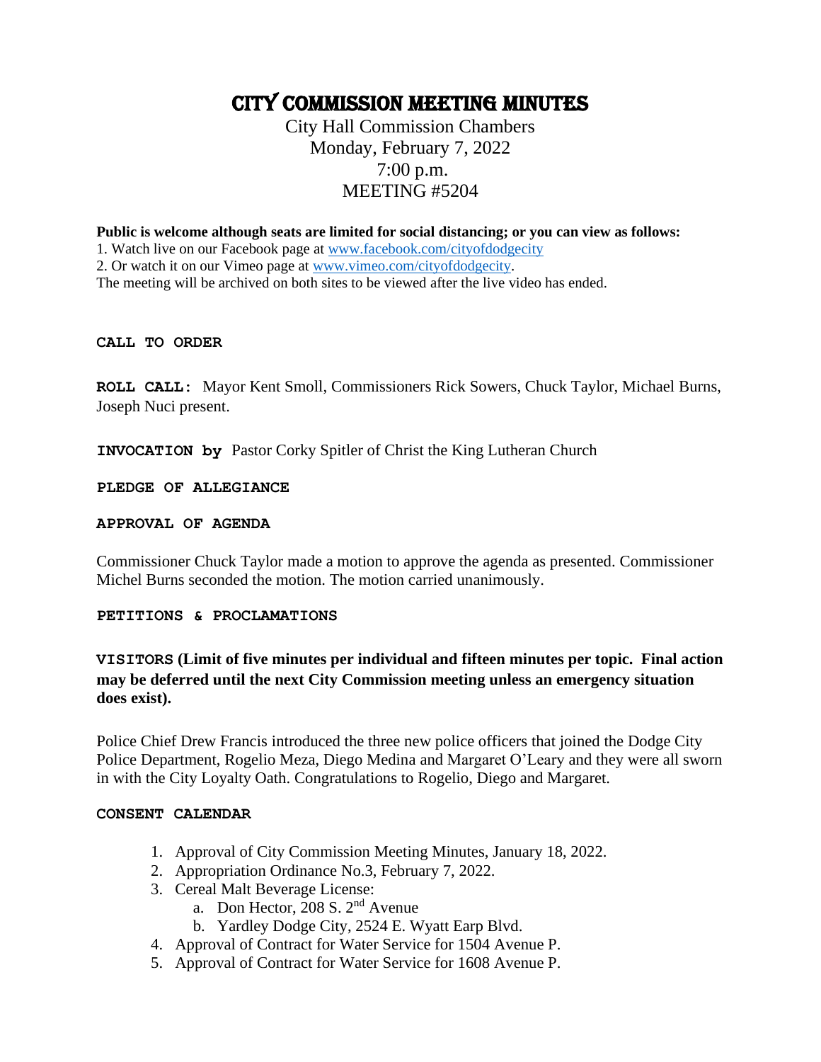# CITY COMMISSION MEETING MINUTES

City Hall Commission Chambers
Monday, February 7, 2022
7:00 p.m.
MEETING #5204

**Public is welcome although seats are limited for social distancing; or you can view as follows:**

1. Watch live on our Facebook page at www.facebook.com/cityofdodgecity
2. Or watch it on our Vimeo page at www.vimeo.com/cityofdodgecity.

The meeting will be archived on both sites to be viewed after the live video has ended.

**CALL TO ORDER**

**ROLL CALL:** Mayor Kent Smoll, Commissioners Rick Sowers, Chuck Taylor, Michael Burns, Joseph Nuci present.

**INVOCATION by** Pastor Corky Spitler of Christ the King Lutheran Church

**PLEDGE OF ALLEGIANCE**

**APPROVAL OF AGENDA**

Commissioner Chuck Taylor made a motion to approve the agenda as presented. Commissioner Michel Burns seconded the motion. The motion carried unanimously.

**PETITIONS & PROCLAMATIONS**

**VISITORS (Limit of five minutes per individual and fifteen minutes per topic. Final action may be deferred until the next City Commission meeting unless an emergency situation does exist).**

Police Chief Drew Francis introduced the three new police officers that joined the Dodge City Police Department, Rogelio Meza, Diego Medina and Margaret O'Leary and they were all sworn in with the City Loyalty Oath. Congratulations to Rogelio, Diego and Margaret.

**CONSENT CALENDAR**

1. Approval of City Commission Meeting Minutes, January 18, 2022.
2. Appropriation Ordinance No.3, February 7, 2022.
3. Cereal Malt Beverage License:
   a. Don Hector, 208 S. 2nd Avenue
   b. Yardley Dodge City, 2524 E. Wyatt Earp Blvd.
4. Approval of Contract for Water Service for 1504 Avenue P.
5. Approval of Contract for Water Service for 1608 Avenue P.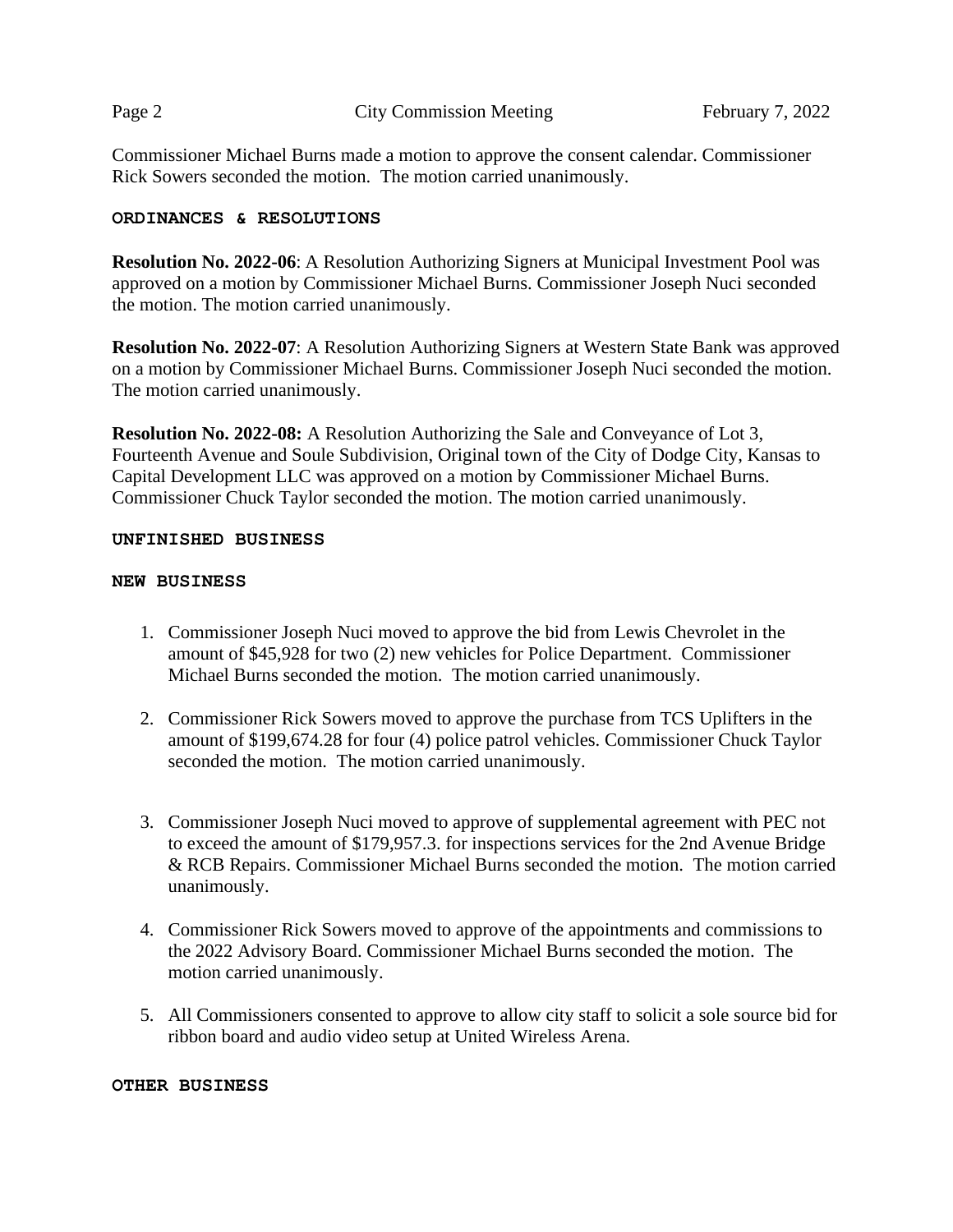Commissioner Michael Burns made a motion to approve the consent calendar. Commissioner Rick Sowers seconded the motion. The motion carried unanimously.

**ORDINANCES & RESOLUTIONS**

**Resolution No. 2022-06**: A Resolution Authorizing Signers at Municipal Investment Pool was approved on a motion by Commissioner Michael Burns. Commissioner Joseph Nuci seconded the motion. The motion carried unanimously.

**Resolution No. 2022-07**: A Resolution Authorizing Signers at Western State Bank was approved on a motion by Commissioner Michael Burns. Commissioner Joseph Nuci seconded the motion. The motion carried unanimously.

**Resolution No. 2022-08:** A Resolution Authorizing the Sale and Conveyance of Lot 3, Fourteenth Avenue and Soule Subdivision, Original town of the City of Dodge City, Kansas to Capital Development LLC was approved on a motion by Commissioner Michael Burns. Commissioner Chuck Taylor seconded the motion. The motion carried unanimously.

**UNFINISHED BUSINESS**

**NEW BUSINESS**

1. Commissioner Joseph Nuci moved to approve the bid from Lewis Chevrolet in the amount of $45,928 for two (2) new vehicles for Police Department. Commissioner Michael Burns seconded the motion. The motion carried unanimously.

2. Commissioner Rick Sowers moved to approve the purchase from TCS Uplifters in the amount of $199,674.28 for four (4) police patrol vehicles. Commissioner Chuck Taylor seconded the motion. The motion carried unanimously.

3. Commissioner Joseph Nuci moved to approve of supplemental agreement with PEC not to exceed the amount of $179,957.3. for inspections services for the 2nd Avenue Bridge & RCB Repairs. Commissioner Michael Burns seconded the motion. The motion carried unanimously.

4. Commissioner Rick Sowers moved to approve of the appointments and commissions to the 2022 Advisory Board. Commissioner Michael Burns seconded the motion. The motion carried unanimously.

5. All Commissioners consented to approve to allow city staff to solicit a sole source bid for ribbon board and audio video setup at United Wireless Arena.

**OTHER BUSINESS**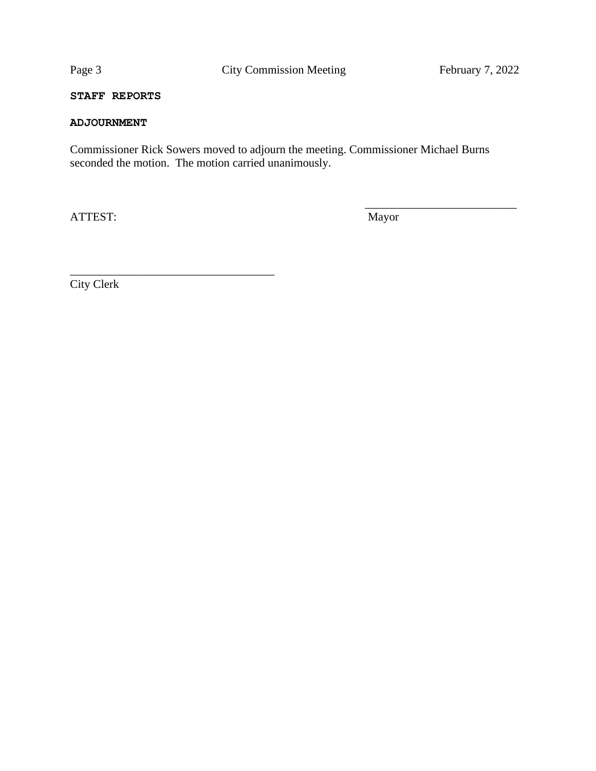**STAFF REPORTS**

**ADJOURNMENT**

Commissioner Rick Sowers moved to adjourn the meeting. Commissioner Michael Burns seconded the motion. The motion carried unanimously.

ATTEST:

\_\_\_\_\_\_\_\_\_\_\_\_\_\_\_\_\_\_\_\_\_\_\_\_\_\_\_\_
Mayor

\_\_\_\_\_\_\_\_\_\_\_\_\_\_\_\_\_\_\_\_\_\_\_\_\_\_\_\_\_\_\_\_\_\_\_\_
City Clerk